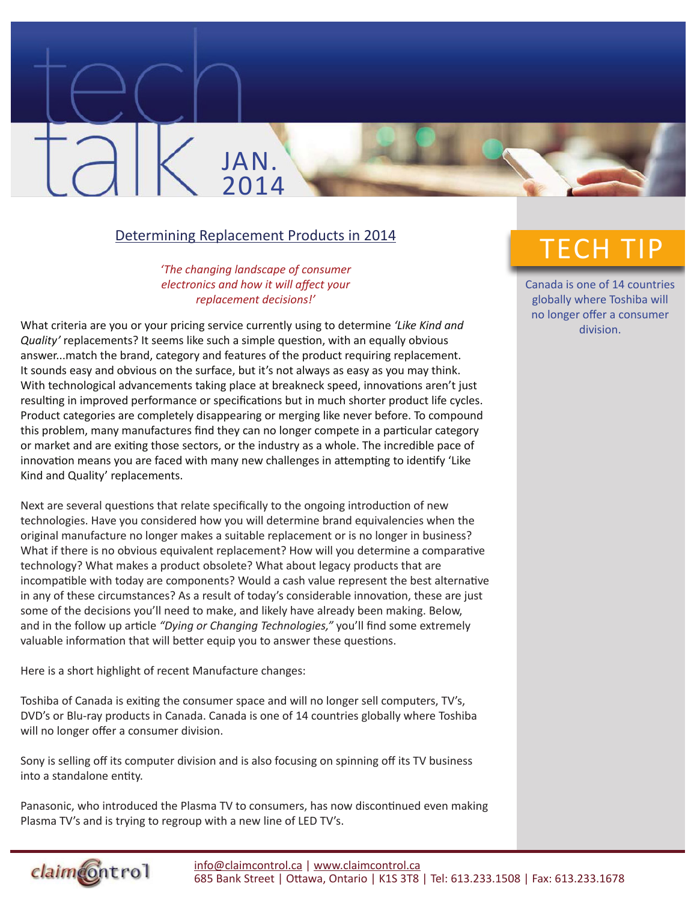# tech talk JAN. 2014

## Determining Replacement Products in 2014

*'The changing landscape of consumer electronics and how it will affect your replacement decisions!'*

What criteria are you or your pricing service currently using to determine *'Like Kind and Quality'* replacements? It seems like such a simple question, with an equally obvious answer...match the brand, category and features of the product requiring replacement. It sounds easy and obvious on the surface, but it's not always as easy as you may think. With technological advancements taking place at breakneck speed, innovations aren't just resulting in improved performance or specifications but in much shorter product life cycles. Product categories are completely disappearing or merging like never before. To compound this problem, many manufactures find they can no longer compete in a particular category or market and are exiting those sectors, or the industry as a whole. The incredible pace of innovation means you are faced with many new challenges in attempting to identify 'Like Kind and Quality' replacements.

Next are several questions that relate specifically to the ongoing introduction of new technologies. Have you considered how you will determine brand equivalencies when the original manufacture no longer makes a suitable replacement or is no longer in business? What if there is no obvious equivalent replacement? How will you determine a comparative technology? What makes a product obsolete? What about legacy products that are incompatible with today are components? Would a cash value represent the best alternative in any of these circumstances? As a result of today's considerable innovation, these are just some of the decisions you'll need to make, and likely have already been making. Below, and in the follow up article *"Dying or Changing Technologies,"* you'll find some extremely valuable information that will better equip you to answer these questions.

Here is a short highlight of recent Manufacture changes:

Toshiba of Canada is exiting the consumer space and will no longer sell computers, TV's, DVD's or Blu-ray products in Canada. Canada is one of 14 countries globally where Toshiba will no longer offer a consumer division.

Sony is selling off its computer division and is also focusing on spinning off its TV business into a standalone entity.

Panasonic, who introduced the Plasma TV to consumers, has now discontinued even making Plasma TV's and is trying to regroup with a new line of LED TV's.

## TECH TIP

Canada is one of 14 countries globally where Toshiba will no longer offer a consumer division.

---

claimcontrol

info@claimcontrol.ca | www.claimcontrol.ca
685 Bank Street | Ottawa, Ontario | K1S 3T8 | Tel: 613.233.1508 | Fax: 613.233.1678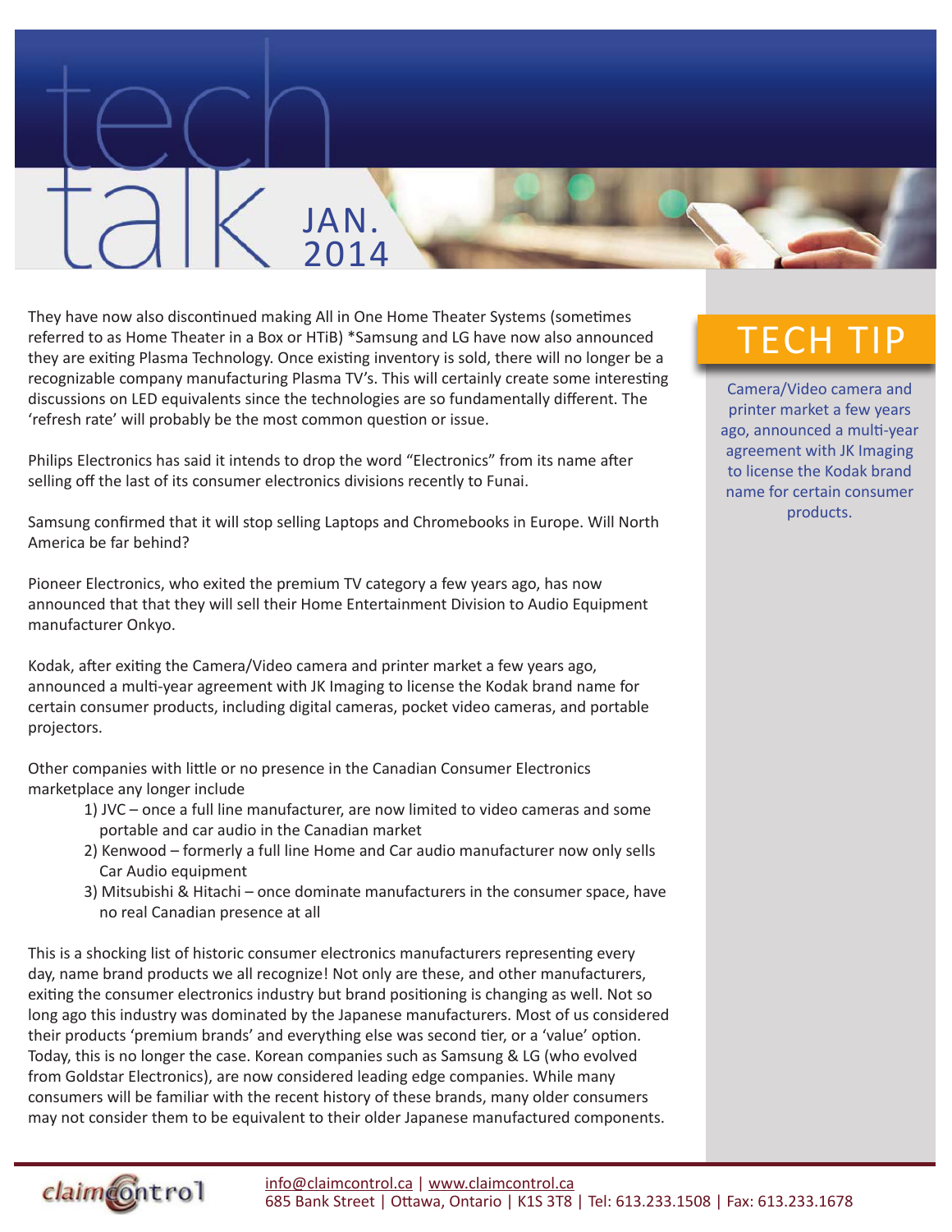# tech talk JAN. 2014

They have now also discontinued making All in One Home Theater Systems (sometimes referred to as Home Theater in a Box or HTiB) *Samsung and LG have now also announced they are exiting Plasma Technology. Once existing inventory is sold, there will no longer be a recognizable company manufacturing Plasma TV's. This will certainly create some interesting discussions on LED equivalents since the technologies are so fundamentally different. The 'refresh rate' will probably be the most common question or issue.

Philips Electronics has said it intends to drop the word "Electronics" from its name after selling off the last of its consumer electronics divisions recently to Funai.

Samsung confirmed that it will stop selling Laptops and Chromebooks in Europe. Will North America be far behind?

Pioneer Electronics, who exited the premium TV category a few years ago, has now announced that that they will sell their Home Entertainment Division to Audio Equipment manufacturer Onkyo.

Kodak, after exiting the Camera/Video camera and printer market a few years ago, announced a multi-year agreement with JK Imaging to license the Kodak brand name for certain consumer products, including digital cameras, pocket video cameras, and portable projectors.

Other companies with little or no presence in the Canadian Consumer Electronics marketplace any longer include

1) JVC – once a full line manufacturer, are now limited to video cameras and some portable and car audio in the Canadian market
2) Kenwood – formerly a full line Home and Car audio manufacturer now only sells Car Audio equipment
3) Mitsubishi & Hitachi – once dominate manufacturers in the consumer space, have no real Canadian presence at all

This is a shocking list of historic consumer electronics manufacturers representing every day, name brand products we all recognize! Not only are these, and other manufacturers, exiting the consumer electronics industry but brand positioning is changing as well. Not so long ago this industry was dominated by the Japanese manufacturers. Most of us considered their products 'premium brands' and everything else was second tier, or a 'value' option. Today, this is no longer the case. Korean companies such as Samsung & LG (who evolved from Goldstar Electronics), are now considered leading edge companies. While many consumers will be familiar with the recent history of these brands, many older consumers may not consider them to be equivalent to their older Japanese manufactured components.

## TECH TIP

Camera/Video camera and printer market a few years ago, announced a multi-year agreement with JK Imaging to license the Kodak brand name for certain consumer products.

claimcontrol

info@claimcontrol.ca | www.claimcontrol.ca
685 Bank Street | Ottawa, Ontario | K1S 3T8 | Tel: 613.233.1508 | Fax: 613.233.1678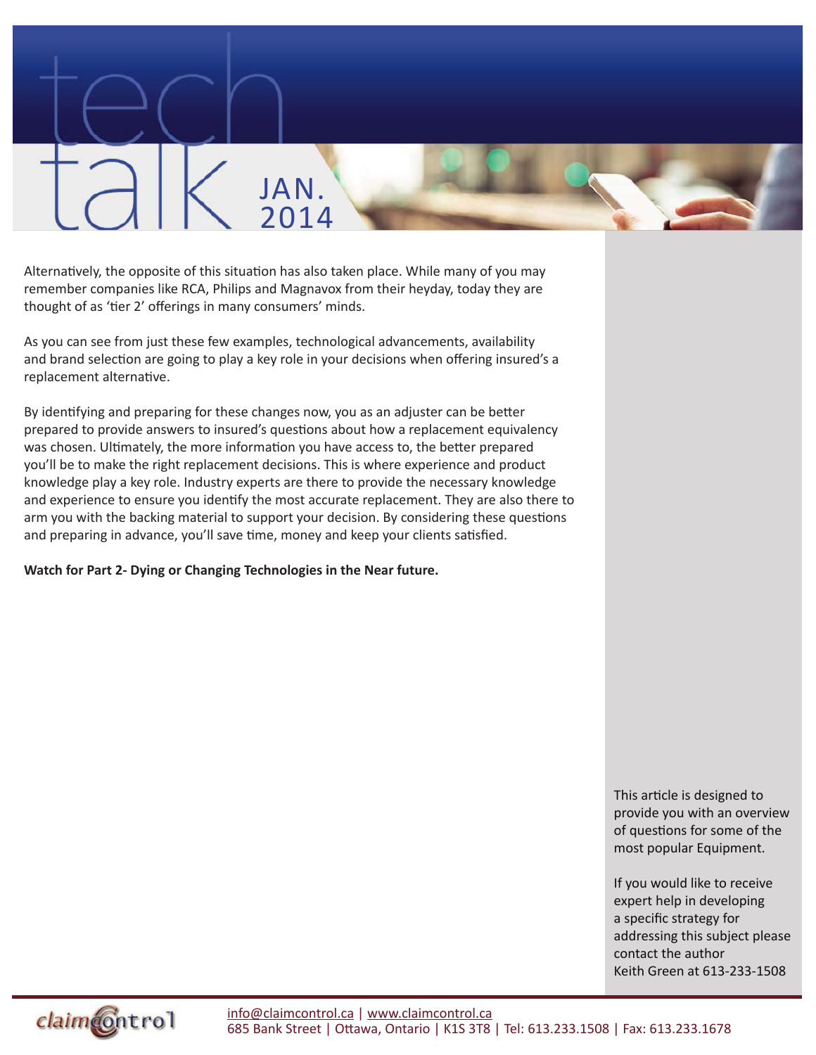Alternatively, the opposite of this situation has also taken place. While many of you may remember companies like RCA, Philips and Magnavox from their heyday, today they are thought of as 'tier 2' offerings in many consumers' minds.

As you can see from just these few examples, technological advancements, availability and brand selection are going to play a key role in your decisions when offering insured's a replacement alternative.

By identifying and preparing for these changes now, you as an adjuster can be better prepared to provide answers to insured's questions about how a replacement equivalency was chosen. Ultimately, the more information you have access to, the better prepared you'll be to make the right replacement decisions. This is where experience and product knowledge play a key role. Industry experts are there to provide the necessary knowledge and experience to ensure you identify the most accurate replacement. They are also there to arm you with the backing material to support your decision. By considering these questions and preparing in advance, you'll save time, money and keep your clients satisfied.

**Watch for Part 2- Dying or Changing Technologies in the Near future.**

This article is designed to provide you with an overview of questions for some of the most popular Equipment.

If you would like to receive expert help in developing a specific strategy for addressing this subject please contact the author Keith Green at 613-233-1508